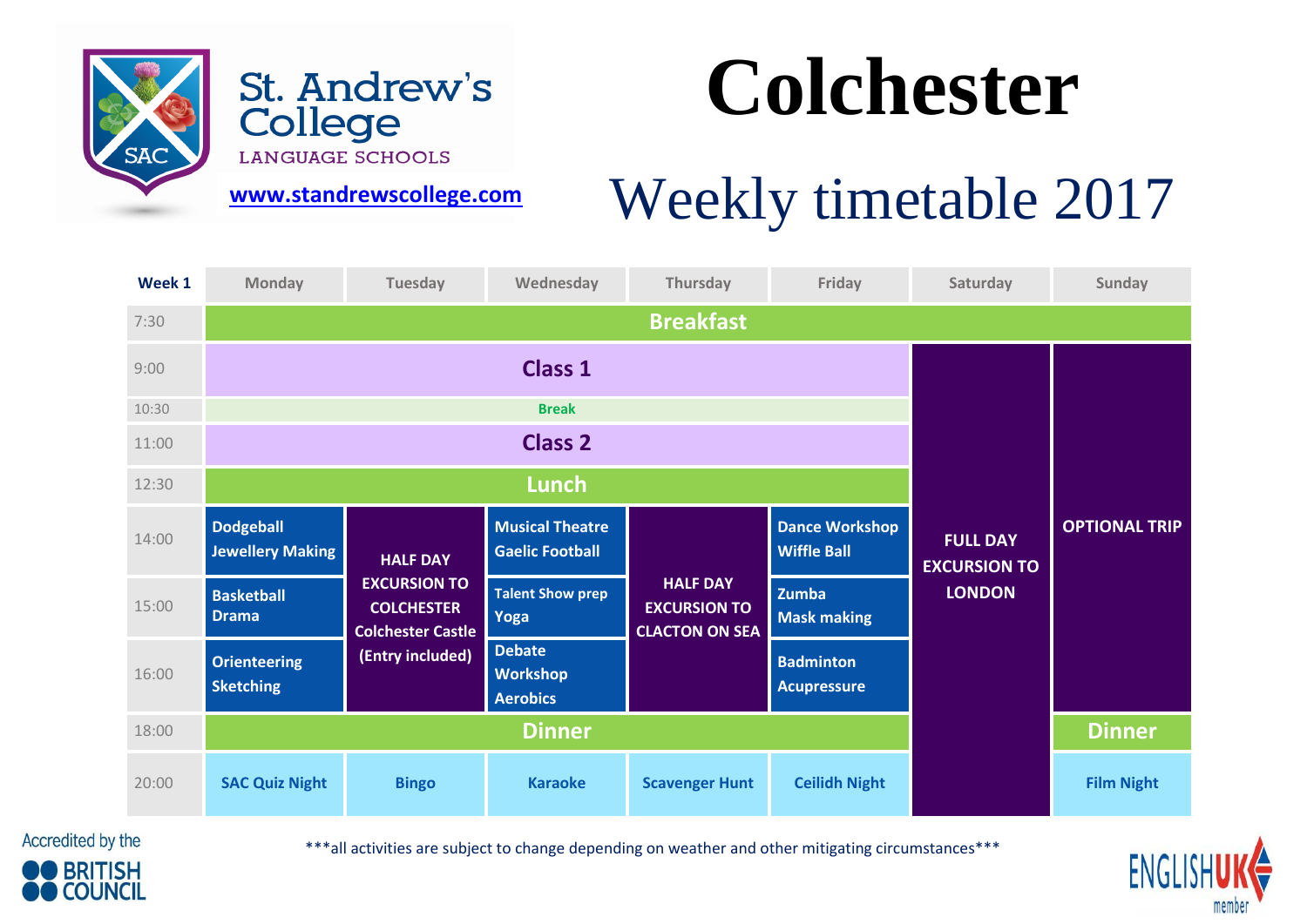St. Andrew's College
LANGUAGE SCHOOLS

www.standrewscollege.com

# Colchester

## Weekly timetable 2017

| Week 1 | Monday | Tuesday | Wednesday | Thursday | Friday | Saturday | Sunday |
|---|---|---|---|---|---|---|---|
| 7:30 | Breakfast | | | | | | |
| 9:00 | Class 1 | | | | | FULL DAY EXCURSION TO LONDON | OPTIONAL TRIP |
| 10:30 | Break | | | | | | |
| 11:00 | Class 2 | | | | | | |
| 12:30 | Lunch | | | | | | |
| 14:00 | Dodgeball<br>Jewellery Making | HALF DAY EXCURSION TO COLCHESTER<br>Colchester Castle<br>(Entry included) | Musical Theatre<br>Gaelic Football | HALF DAY EXCURSION TO CLACTON ON SEA | Dance Workshop<br>Wiffle Ball | | |
| 15:00 | Basketball<br>Drama | | Talent Show prep<br>Yoga | | Zumba<br>Mask making | | |
| 16:00 | Orienteering<br>Sketching | | Debate Workshop<br>Aerobics | | Badminton<br>Acupressure | | |
| 18:00 | Dinner | | | | | | Dinner |
| 20:00 | SAC Quiz Night | Bingo | Karaoke | Scavenger Hunt | Ceilidh Night | | Film Night |

***all activities are subject to change depending on weather and other mitigating circumstances***

Accredited by the BRITISH COUNCIL

ENGLISH UK member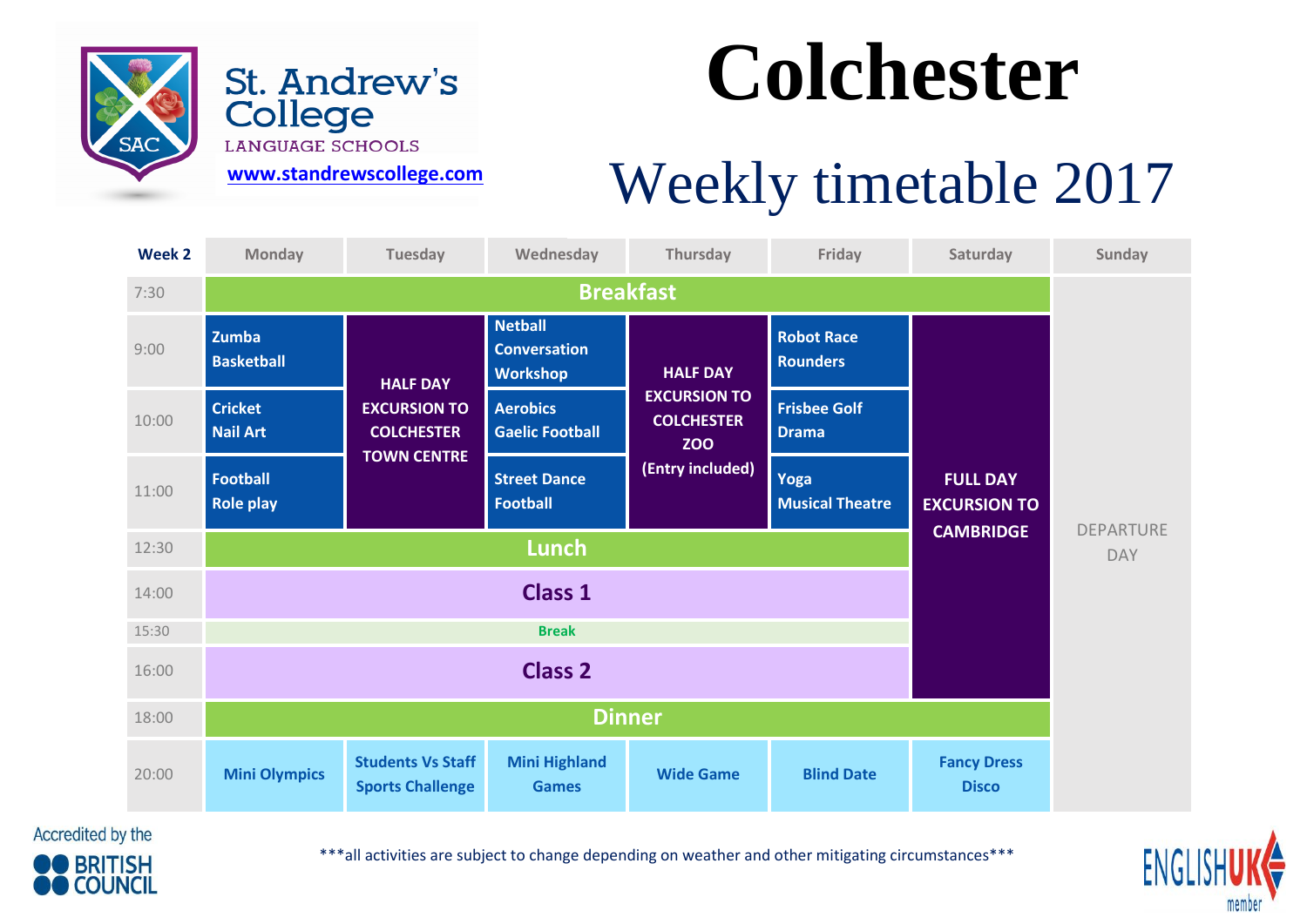St. Andrew's College
LANGUAGE SCHOOLS
www.standrewscollege.com

# Colchester

## Weekly timetable 2017

| Week 2 | Monday | Tuesday | Wednesday | Thursday | Friday | Saturday | Sunday |
|---|---|---|---|---|---|---|---|
| 7:30 | Breakfast | | | | | | DEPARTURE DAY |
| 9:00 | Zumba<br>Basketball | HALF DAY EXCURSION TO COLCHESTER TOWN CENTRE | Netball<br>Conversation Workshop | HALF DAY EXCURSION TO COLCHESTER ZOO (Entry included) | Robot Race<br>Rounders | FULL DAY EXCURSION TO CAMBRIDGE | |
| 10:00 | Cricket<br>Nail Art | | Aerobics<br>Gaelic Football | | Frisbee Golf<br>Drama | | |
| 11:00 | Football<br>Role play | | Street Dance<br>Football | | Yoga<br>Musical Theatre | | |
| 12:30 | Lunch | | | | | | |
| 14:00 | Class 1 | | | | | | |
| 15:30 | Break | | | | | | |
| 16:00 | Class 2 | | | | | | |
| 18:00 | Dinner | | | | | | |
| 20:00 | Mini Olympics | Students Vs Staff Sports Challenge | Mini Highland Games | Wide Game | Blind Date | Fancy Dress Disco | |

Accredited by the BRITISH COUNCIL

***all activities are subject to change depending on weather and other mitigating circumstances***

ENGLISH UK member